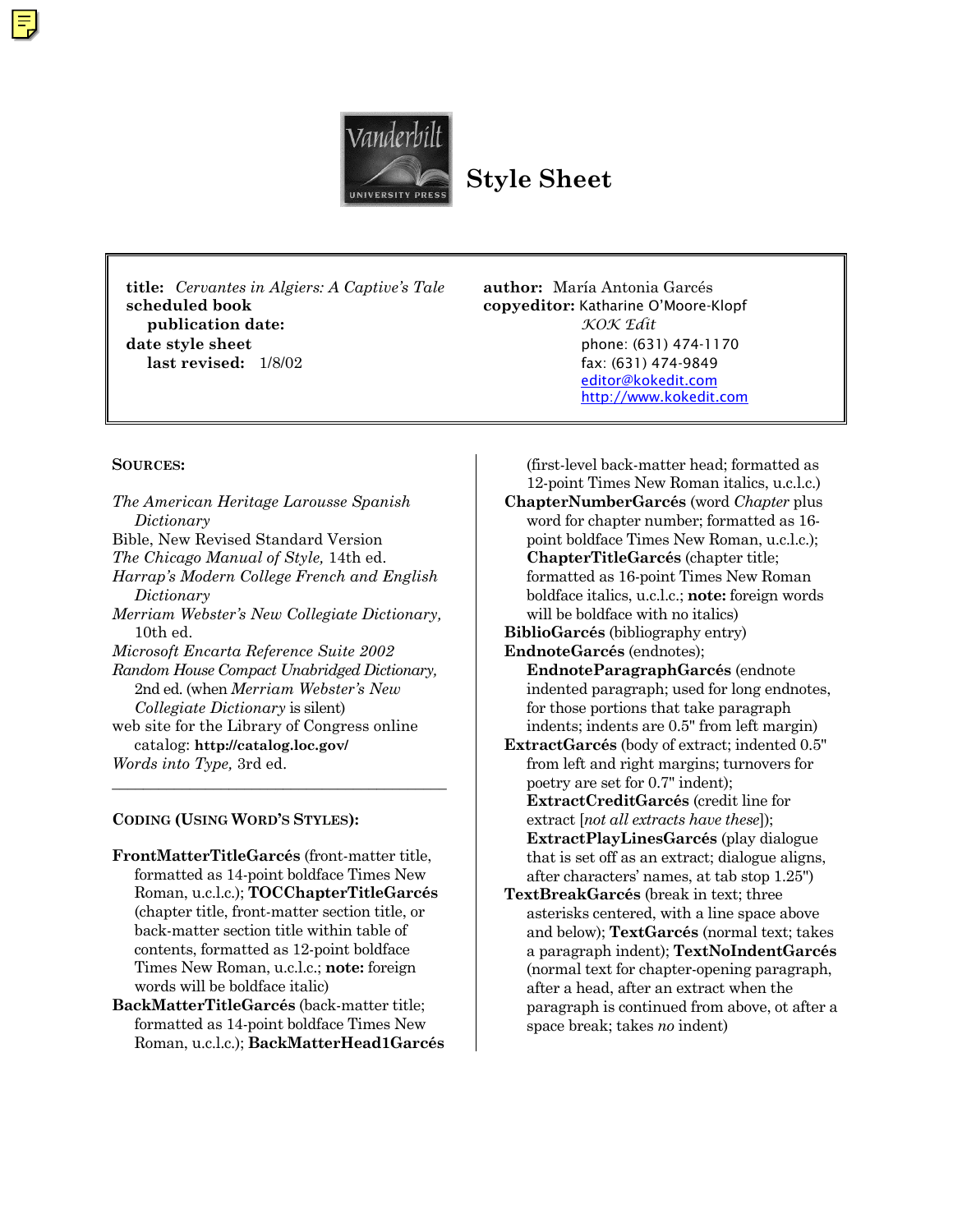# Style Sheet

| | |
|---|---|
| **title:** *Cervantes in Algiers: A Captive's Tale* | **author:** María Antonia Garcés |
| **scheduled book publication date:** | **copyeditor:** Katharine O'Moore-Klopf |
| **date style sheet last revised:** 1/8/02 | *KOK Edit* |
| | phone: (631) 474-1170 |
| | fax: (631) 474-9849 |
| | editor@kokedit.com |
| | http://www.kokedit.com |

**SOURCES:**

*The American Heritage Larousse Spanish Dictionary*
Bible, New Revised Standard Version
*The Chicago Manual of Style,* 14th ed.
*Harrap's Modern College French and English Dictionary*
*Merriam Webster's New Collegiate Dictionary,* 10th ed.
*Microsoft Encarta Reference Suite 2002*
*Random House Compact Unabridged Dictionary,* 2nd ed. (when *Merriam Webster's New Collegiate Dictionary* is silent)
web site for the Library of Congress online catalog: **http://catalog.loc.gov/**
*Words into Type,* 3rd ed.

---

**CODING (USING WORD'S STYLES):**

**FrontMatterTitleGarcés** (front-matter title, formatted as 14-point boldface Times New Roman, u.c.l.c.); **TOCChapterTitleGarcés** (chapter title, front-matter section title, or back-matter section title within table of contents, formatted as 12-point boldface Times New Roman, u.c.l.c.; **note:** foreign words will be boldface italic)

**BackMatterTitleGarcés** (back-matter title; formatted as 14-point boldface Times New Roman, u.c.l.c.); **BackMatterHead1Garcés** (first-level back-matter head; formatted as 12-point Times New Roman italics, u.c.l.c.)

**ChapterNumberGarcés** (word *Chapter* plus word for chapter number; formatted as 16-point boldface Times New Roman, u.c.l.c.); **ChapterTitleGarcés** (chapter title; formatted as 16-point Times New Roman boldface italics, u.c.l.c.; **note:** foreign words will be boldface with no italics)

**BiblioGarcés** (bibliography entry)

**EndnoteGarcés** (endnotes); **EndnoteParagraphGarcés** (endnote indented paragraph; used for long endnotes, for those portions that take paragraph indents; indents are 0.5" from left margin)

**ExtractGarcés** (body of extract; indented 0.5" from left and right margins; turnovers for poetry are set for 0.7" indent); **ExtractCreditGarcés** (credit line for extract [*not all extracts have these*]); **ExtractPlayLinesGarcés** (play dialogue that is set off as an extract; dialogue aligns, after characters' names, at tab stop 1.25")

**TextBreakGarcés** (break in text; three asterisks centered, with a line space above and below); **TextGarcés** (normal text; takes a paragraph indent); **TextNoIndentGarcés** (normal text for chapter-opening paragraph, after a head, after an extract when the paragraph is continued from above, ot after a space break; takes *no* indent)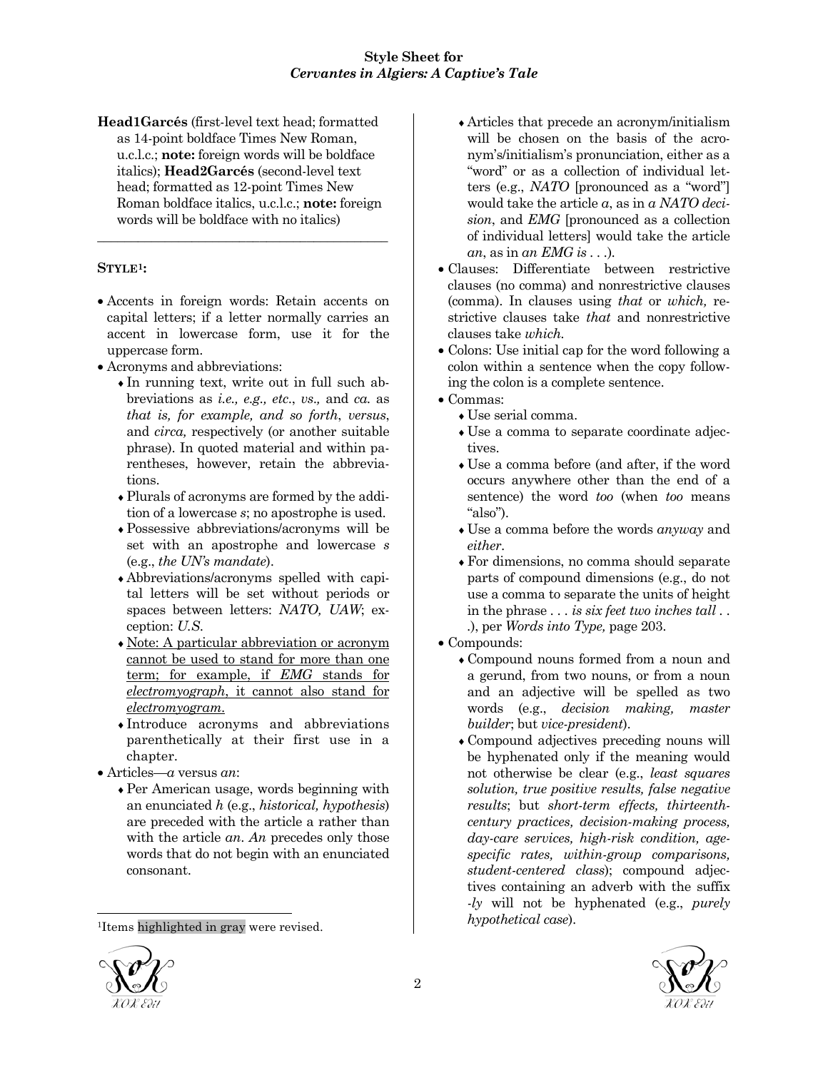**Style Sheet for**
***Cervantes in Algiers: A Captive's Tale***

**Head1Garcés** (first-level text head; formatted as 14-point boldface Times New Roman, u.c.l.c.; **note:** foreign words will be boldface italics); **Head2Garcés** (second-level text head; formatted as 12-point Times New Roman boldface italics, u.c.l.c.; **note:** foreign words will be boldface with no italics)

---

**STYLE[1]:**

- Accents in foreign words: Retain accents on capital letters; if a letter normally carries an accent in lowercase form, use it for the uppercase form.
- Acronyms and abbreviations:
  - In running text, write out in full such abbreviations as *i.e., e.g., etc*., *vs.,* and *ca.* as *that is, for example, and so forth*, *versus*, and *circa,* respectively (or another suitable phrase). In quoted material and within parentheses, however, retain the abbreviations.
  - Plurals of acronyms are formed by the addition of a lowercase *s*; no apostrophe is used.
  - Possessive abbreviations/acronyms will be set with an apostrophe and lowercase *s* (e.g., *the UN's mandate*).
  - Abbreviations/acronyms spelled with capital letters will be set without periods or spaces between letters: *NATO, UAW*; exception: *U.S.*
  - <u>Note: A particular abbreviation or acronym cannot be used to stand for more than one term; for example, if *EMG* stands for *electromyograph*, it cannot also stand for *electromyogram.*</u>
  - Introduce acronyms and abbreviations parenthetically at their first use in a chapter.
- Articles—*a* versus *an*:
  - Per American usage, words beginning with an enunciated *h* (e.g., *historical, hypothesis*) are preceded with the article *a* rather than with the article *an*. *An* precedes only those words that do not begin with an enunciated consonant.
  - Articles that precede an acronym/initialism will be chosen on the basis of the acronym's/initialism's pronunciation, either as a "word" or as a collection of individual letters (e.g., *NATO* [pronounced as a "word"] would take the article *a*, as in *a NATO decision*, and *EMG* [pronounced as a collection of individual letters] would take the article *an*, as in *an EMG is . . .*).
- Clauses: Differentiate between restrictive clauses (no comma) and nonrestrictive clauses (comma). In clauses using *that* or *which,* restrictive clauses take *that* and nonrestrictive clauses take *which.*
- Colons: Use initial cap for the word following a colon within a sentence when the copy following the colon is a complete sentence.
- Commas:
  - Use serial comma.
  - Use a comma to separate coordinate adjectives.
  - Use a comma before (and after, if the word occurs anywhere other than the end of a sentence) the word *too* (when *too* means "also").
  - Use a comma before the words *anyway* and *either*.
  - For dimensions, no comma should separate parts of compound dimensions (e.g., do not use a comma to separate the units of height in the phrase . . . *is six feet two inches tall* . . .), per *Words into Type,* page 203.
- Compounds:
  - Compound nouns formed from a noun and a gerund, from two nouns, or from a noun and an adjective will be spelled as two words (e.g., *decision making, master builder*; but *vice-president*).
  - Compound adjectives preceding nouns will be hyphenated only if the meaning would not otherwise be clear (e.g., *least squares solution, true positive results, false negative results*; but *short-term effects, thirteenth-century practices, decision-making process, day-care services, high-risk condition, age-specific rates, within-group comparisons, student-centered class*); compound adjectives containing an adverb with the suffix *-ly* will not be hyphenated (e.g., *purely hypothetical case*).

---

[1]Items highlighted in gray were revised.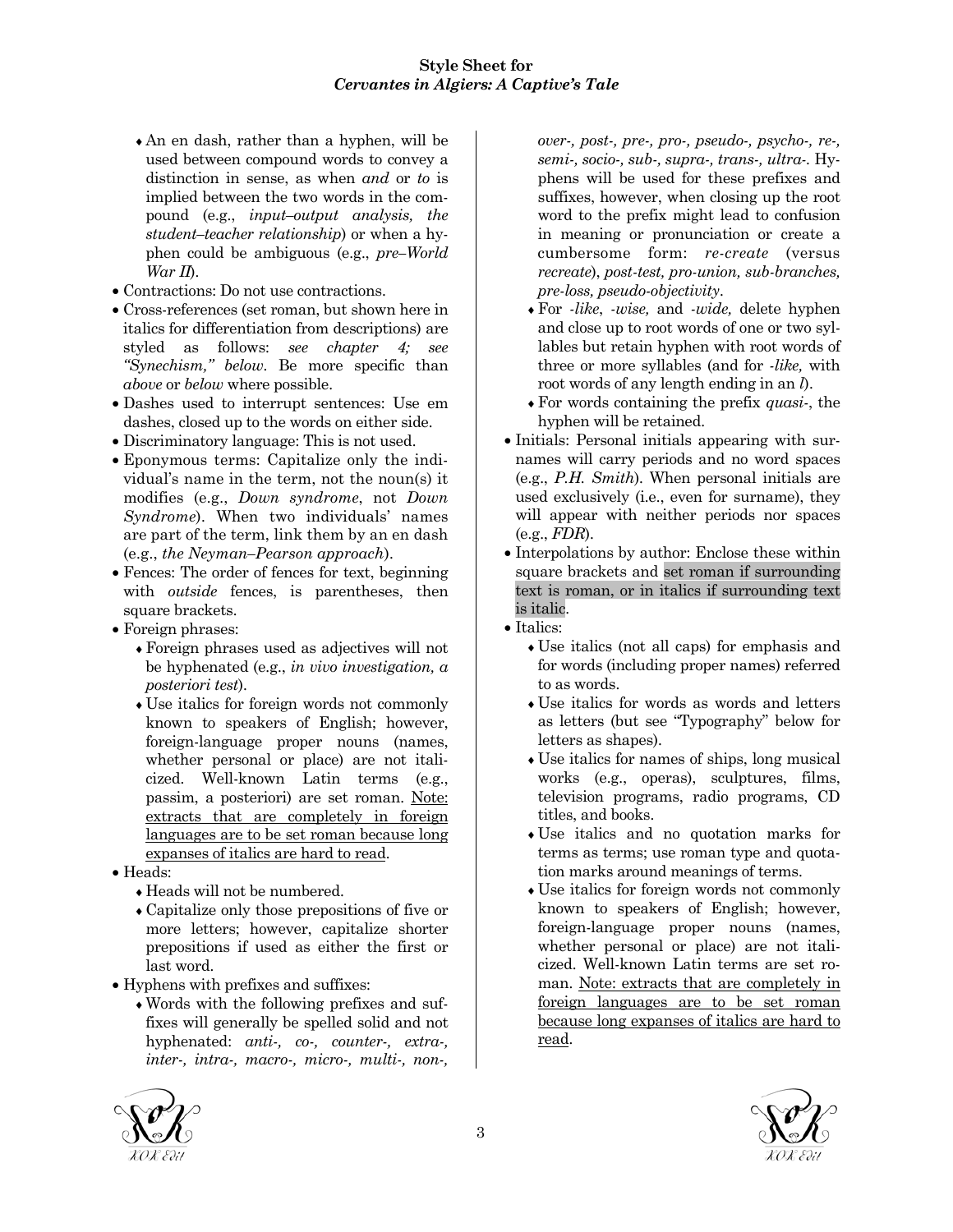- An en dash, rather than a hyphen, will be used between compound words to convey a distinction in sense, as when *and* or *to* is implied between the two words in the compound (e.g., *input–output analysis, the student–teacher relationship*) or when a hyphen could be ambiguous (e.g., *pre–World War II*).
- Contractions: Do not use contractions.
- Cross-references (set roman, but shown here in italics for differentiation from descriptions) are styled as follows: *see chapter 4; see "Synechism," below*. Be more specific than *above* or *below* where possible.
- Dashes used to interrupt sentences: Use em dashes, closed up to the words on either side.
- Discriminatory language: This is not used.
- Eponymous terms: Capitalize only the individual's name in the term, not the noun(s) it modifies (e.g., *Down syndrome*, not *Down Syndrome*). When two individuals' names are part of the term, link them by an en dash (e.g., *the Neyman–Pearson approach*).
- Fences: The order of fences for text, beginning with *outside* fences, is parentheses, then square brackets.
- Foreign phrases:
  - Foreign phrases used as adjectives will not be hyphenated (e.g., *in vivo investigation, a posteriori test*).
  - Use italics for foreign words not commonly known to speakers of English; however, foreign-language proper nouns (names, whether personal or place) are not italicized. Well-known Latin terms (e.g., passim, a posteriori) are set roman. <u>Note: extracts that are completely in foreign languages are to be set roman because long expanses of italics are hard to read</u>.
- Heads:
  - Heads will not be numbered.
  - Capitalize only those prepositions of five or more letters; however, capitalize shorter prepositions if used as either the first or last word.
- Hyphens with prefixes and suffixes:
  - Words with the following prefixes and suffixes will generally be spelled solid and not hyphenated: *anti-, co-, counter-, extra-, inter-, intra-, macro-, micro-, multi-, non-, over-, post-, pre-, pro-, pseudo-, psycho-, re-, semi-, socio-, sub-, supra-, trans-, ultra-*. Hyphens will be used for these prefixes and suffixes, however, when closing up the root word to the prefix might lead to confusion in meaning or pronunciation or create a cumbersome form: *re-create* (versus *recreate*), *post-test, pro-union, sub-branches, pre-loss, pseudo-objectivity*.
  - For *-like*, *-wise,* and *-wide,* delete hyphen and close up to root words of one or two syllables but retain hyphen with root words of three or more syllables (and for *-like,* with root words of any length ending in an *l*).
  - For words containing the prefix *quasi-*, the hyphen will be retained.
- Initials: Personal initials appearing with surnames will carry periods and no word spaces (e.g., *P.H. Smith*). When personal initials are used exclusively (i.e., even for surname), they will appear with neither periods nor spaces (e.g., *FDR*).
- Interpolations by author: Enclose these within square brackets and set roman if surrounding text is roman, or in italics if surrounding text is italic.
- Italics:
  - Use italics (not all caps) for emphasis and for words (including proper names) referred to as words.
  - Use italics for words as words and letters as letters (but see "Typography" below for letters as shapes).
  - Use italics for names of ships, long musical works (e.g., operas), sculptures, films, television programs, radio programs, CD titles, and books.
  - Use italics and no quotation marks for terms as terms; use roman type and quotation marks around meanings of terms.
  - Use italics for foreign words not commonly known to speakers of English; however, foreign-language proper nouns (names, whether personal or place) are not italicized. Well-known Latin terms are set roman. <u>Note: extracts that are completely in foreign languages are to be set roman because long expanses of italics are hard to read</u>.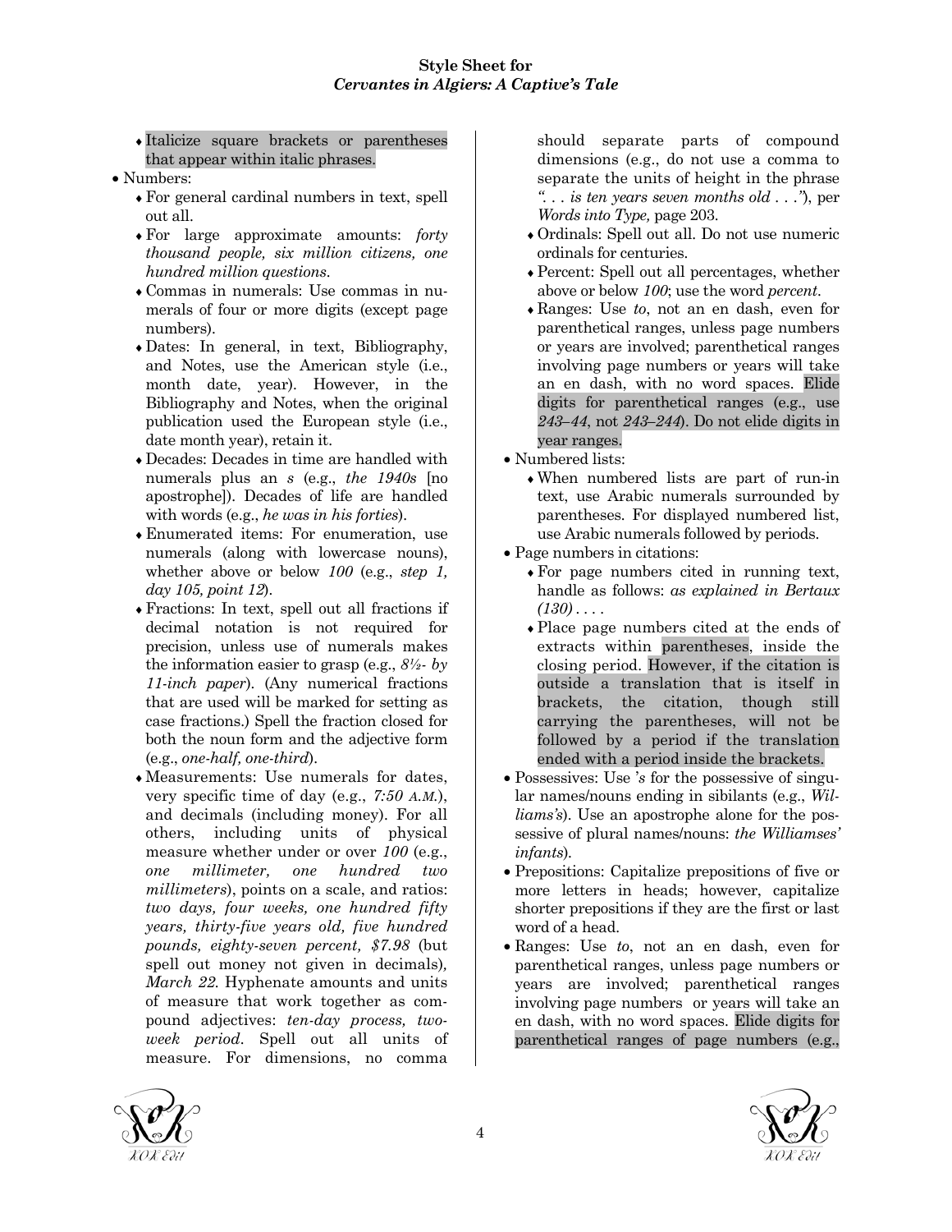- Italicize square brackets or parentheses that appear within italic phrases.

- Numbers:
  - For general cardinal numbers in text, spell out all.
  - For large approximate amounts: *forty thousand people, six million citizens, one hundred million questions*.
  - Commas in numerals: Use commas in numerals of four or more digits (except page numbers).
  - Dates: In general, in text, Bibliography, and Notes, use the American style (i.e., month date, year). However, in the Bibliography and Notes, when the original publication used the European style (i.e., date month year), retain it.
  - Decades: Decades in time are handled with numerals plus an *s* (e.g., *the 1940s* [no apostrophe]). Decades of life are handled with words (e.g., *he was in his forties*).
  - Enumerated items: For enumeration, use numerals (along with lowercase nouns), whether above or below *100* (e.g., *step 1, day 105, point 12*).
  - Fractions: In text, spell out all fractions if decimal notation is not required for precision, unless use of numerals makes the information easier to grasp (e.g., *8½- by 11-inch paper*). (Any numerical fractions that are used will be marked for setting as case fractions.) Spell the fraction closed for both the noun form and the adjective form (e.g., *one-half, one-third*).
  - Measurements: Use numerals for dates, very specific time of day (e.g., *7:50 A.M.*), and decimals (including money). For all others, including units of physical measure whether under or over *100* (e.g., *one millimeter, one hundred two millimeters*), points on a scale, and ratios: *two days, four weeks, one hundred fifty years, thirty-five years old, five hundred pounds, eighty-seven percent, $7.98* (but spell out money not given in decimals)*, March 22.* Hyphenate amounts and units of measure that work together as compound adjectives: *ten-day process, two-week period*. Spell out all units of measure. For dimensions, no comma should separate parts of compound dimensions (e.g., do not use a comma to separate the units of height in the phrase *". . . is ten years seven months old . . ."*), per *Words into Type,* page 203.
  - Ordinals: Spell out all. Do not use numeric ordinals for centuries.
  - Percent: Spell out all percentages, whether above or below *100*; use the word *percent*.
  - Ranges: Use *to*, not an en dash, even for parenthetical ranges, unless page numbers or years are involved; parenthetical ranges involving page numbers or years will take an en dash, with no word spaces. Elide digits for parenthetical ranges (e.g., use *243–44*, not *243–244*). Do not elide digits in year ranges.

- Numbered lists:
  - When numbered lists are part of run-in text, use Arabic numerals surrounded by parentheses. For displayed numbered list, use Arabic numerals followed by periods.

- Page numbers in citations:
  - For page numbers cited in running text, handle as follows: *as explained in Bertaux (130) . . . .*
  - Place page numbers cited at the ends of extracts within parentheses, inside the closing period. However, if the citation is outside a translation that is itself in brackets, the citation, though still carrying the parentheses, will not be followed by a period if the translation ended with a period inside the brackets.

- Possessives: Use *'s* for the possessive of singular names/nouns ending in sibilants (e.g., *Williams's*). Use an apostrophe alone for the possessive of plural names/nouns: *the Williamses' infants*).

- Prepositions: Capitalize prepositions of five or more letters in heads; however, capitalize shorter prepositions if they are the first or last word of a head.

- Ranges: Use *to*, not an en dash, even for parenthetical ranges, unless page numbers or years are involved; parenthetical ranges involving page numbers or years will take an en dash, with no word spaces. Elide digits for parenthetical ranges of page numbers (e.g.,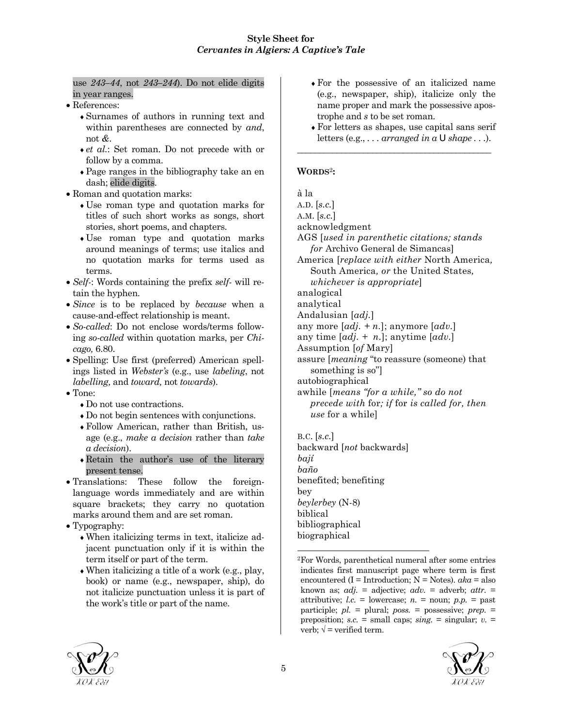use *243–44*, not *243–244*). Do not elide digits in year ranges.

- References:
  - Surnames of authors in running text and within parentheses are connected by *and*, not *&*.
  - *et al.*: Set roman. Do not precede with or follow by a comma.
  - Page ranges in the bibliography take an en dash; elide digits.
- Roman and quotation marks:
  - Use roman type and quotation marks for titles of such short works as songs, short stories, short poems, and chapters.
  - Use roman type and quotation marks around meanings of terms; use italics and no quotation marks for terms used as terms.
- *Self-*: Words containing the prefix *self-* will retain the hyphen.
- *Since* is to be replaced by *because* when a cause-and-effect relationship is meant.
- *So-called*: Do not enclose words/terms following *so-called* within quotation marks, per *Chicago,* 6.80.
- Spelling: Use first (preferred) American spellings listed in *Webster's* (e.g., use *labeling*, not *labelling,* and *toward,* not *towards*).
- Tone:
  - Do not use contractions.
  - Do not begin sentences with conjunctions.
  - Follow American, rather than British, usage (e.g., *make a decision* rather than *take a decision*).
  - Retain the author's use of the literary present tense.
- Translations: These follow the foreign-language words immediately and are within square brackets; they carry no quotation marks around them and are set roman.
- Typography:
  - When italicizing terms in text, italicize adjacent punctuation only if it is within the term itself or part of the term.
  - When italicizing a title of a work (e.g., play, book) or name (e.g., newspaper, ship), do not italicize punctuation unless it is part of the work's title or part of the name.
  - For the possessive of an italicized name (e.g., newspaper, ship), italicize only the name proper and mark the possessive apostrophe and *s* to be set roman.
  - For letters as shapes, use capital sans serif letters (e.g., . . . *arranged in a* U *shape* . . .).

---

**WORDS**[2]**:**

à la
A.D. [*s.c.*]
A.M. [*s.c.*]
acknowledgment
AGS [*used in parenthetic citations; stands for* Archivo General de Simancas]
America [*replace with either* North America*,* South America*, or* the United States*, whichever is appropriate*]
analogical
analytical
Andalusian [*adj.*]
any more [*adj.* + *n.*]; anymore [*adv.*]
any time [*adj.* + *n.*]; anytime [*adv.*]
Assumption [*of* Mary]
assure [*meaning* "to reassure (someone) that something is so"]
autobiographical
awhile [*means "for a while," so do not precede with* for*; if* for *is called for, then use* for a while]

B.C. [*s.c.*]
backward [*not* backwards]
*bají*
*baño*
benefited; benefiting
bey
*beylerbey* (N-8)
biblical
bibliographical
biographical

[2]For Words, parenthetical numeral after some entries indicates first manuscript page where term is first encountered (I = Introduction; N = Notes). *aka* = also known as; *adj.* = adjective; *adv.* = adverb; *attr.* = attributive; *l.c.* = lowercase; *n.* = noun; *p.p.* = past participle; *pl.* = plural; *poss.* = possessive; *prep.* = preposition; *s.c.* = small caps; *sing.* = singular; *v.* = verb; √ = verified term.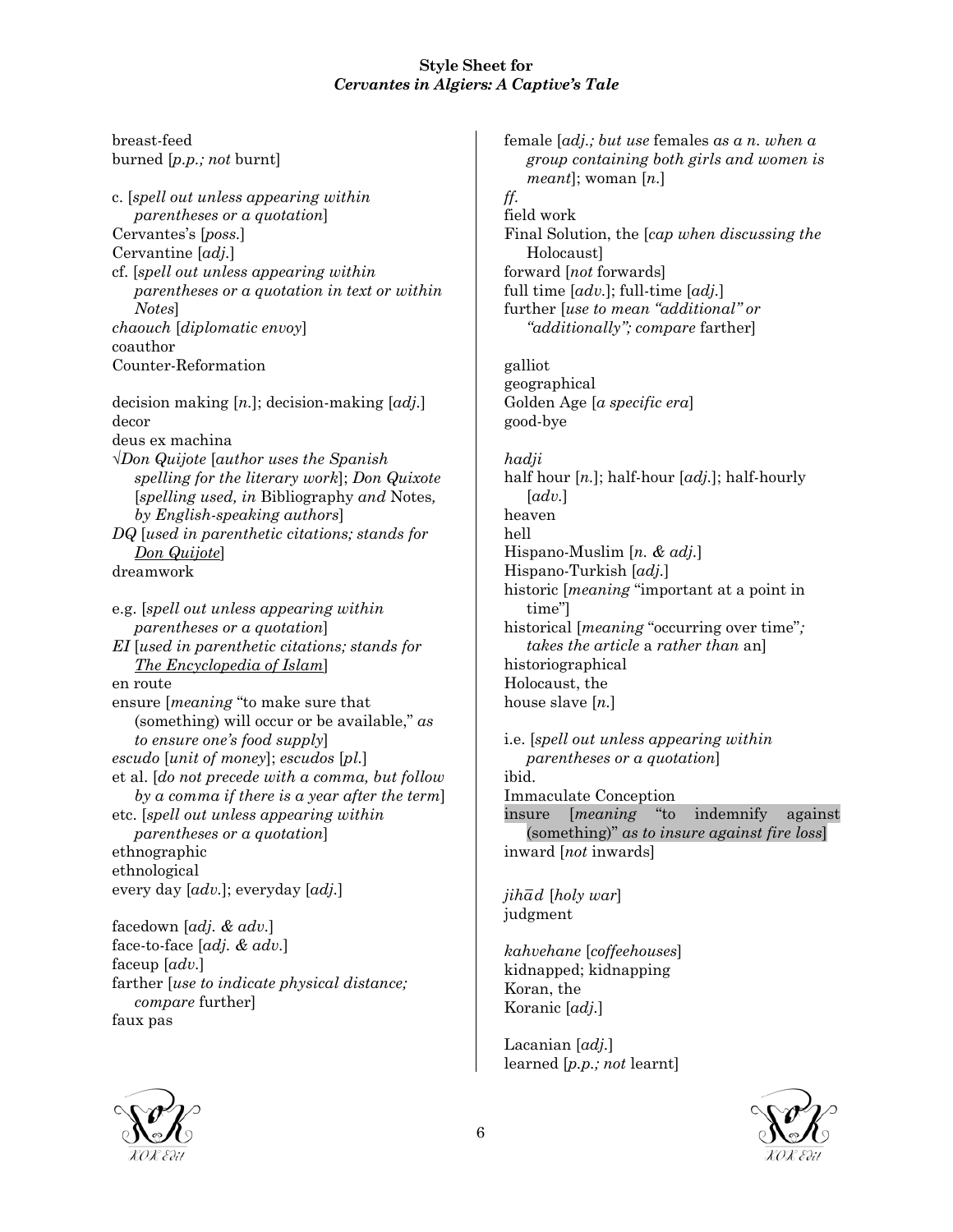**Style Sheet for**
***Cervantes in Algiers: A Captive's Tale***

breast-feed
burned [*p.p.; not* burnt]

c. [*spell out unless appearing within parentheses or a quotation*]
Cervantes's [*poss.*]
Cervantine [*adj.*]
cf. [*spell out unless appearing within parentheses or a quotation in text or within Notes*]
*chaouch* [*diplomatic envoy*]
coauthor
Counter-Reformation

decision making [*n.*]; decision-making [*adj.*]
decor
deus ex machina
√*Don Quijote* [*author uses the Spanish spelling for the literary work*]; *Don Quixote* [*spelling used, in* Bibliography *and* Notes*, by English-speaking authors*]
*DQ* [*used in parenthetic citations; stands for Don Quijote*]
dreamwork

e.g. [*spell out unless appearing within parentheses or a quotation*]
*EI* [*used in parenthetic citations; stands for The Encyclopedia of Islam*]
en route
ensure [*meaning* "to make sure that (something) will occur or be available," *as to ensure one's food supply*]
*escudo* [*unit of money*]; *escudos* [*pl.*]
et al. [*do not precede with a comma, but follow by a comma if there is a year after the term*]
etc. [*spell out unless appearing within parentheses or a quotation*]
ethnographic
ethnological
every day [*adv.*]; everyday [*adj.*]

facedown [*adj. & adv.*]
face-to-face [*adj. & adv.*]
faceup [*adv.*]
farther [*use to indicate physical distance; compare* further]
faux pas

female [*adj.; but use* females *as a n. when a group containing both girls and women is meant*]; woman [*n.*]
*ff.*
field work
Final Solution, the [*cap when discussing the* Holocaust]
forward [*not* forwards]
full time [*adv.*]; full-time [*adj.*]
further [*use to mean "additional" or "additionally"; compare* farther]

galliot
geographical
Golden Age [*a specific era*]
good-bye

*hadji*
half hour [*n.*]; half-hour [*adj.*]; half-hourly [*adv.*]
heaven
hell
Hispano-Muslim [*n. & adj.*]
Hispano-Turkish [*adj.*]
historic [*meaning* "important at a point in time"]
historical [*meaning* "occurring over time"*; takes the article* a *rather than* an]
historiographical
Holocaust, the
house slave [*n.*]

i.e. [*spell out unless appearing within parentheses or a quotation*]
ibid.
Immaculate Conception
insure [*meaning* "to indemnify against (something)" *as to insure against fire loss*]
inward [*not* inwards]

*jihād* [*holy war*]
judgment

*kahvehane* [*coffeehouses*]
kidnapped; kidnapping
Koran, the
Koranic [*adj.*]

Lacanian [*adj.*]
learned [*p.p.; not* learnt]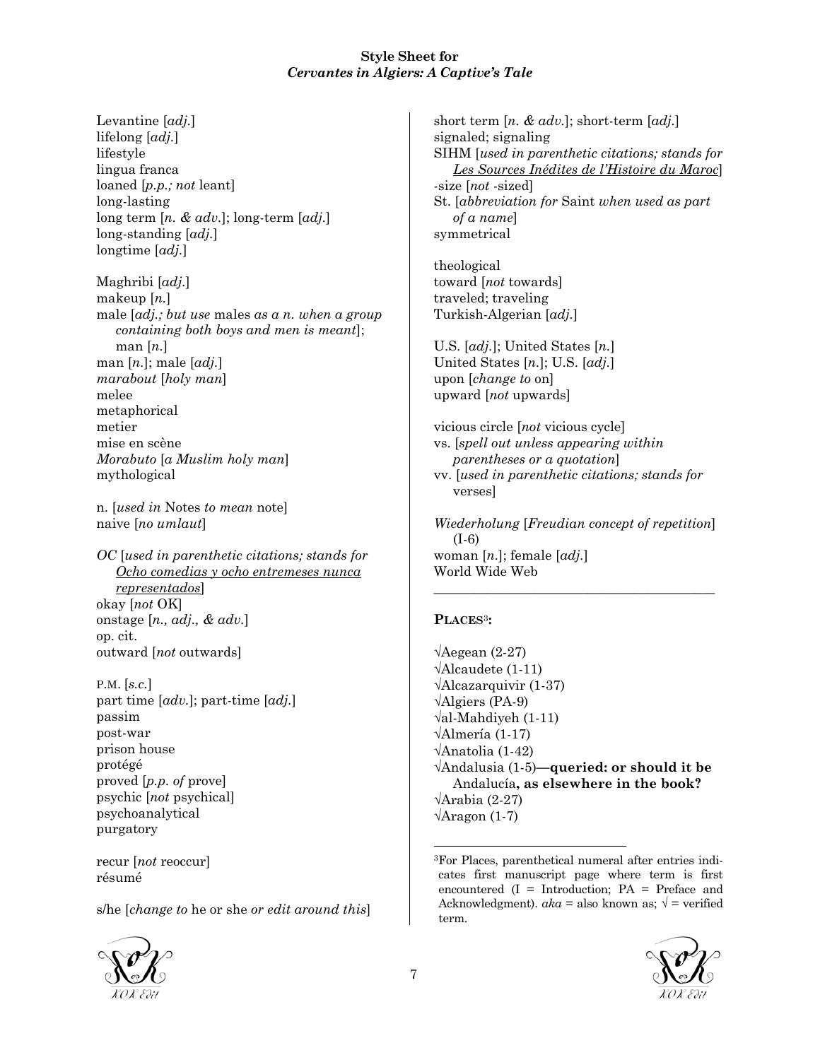Levantine [*adj.*]
lifelong [*adj.*]
lifestyle
lingua franca
loaned [*p.p.; not* leant]
long-lasting
long term [*n. & adv.*]; long-term [*adj.*]
long-standing [*adj.*]
longtime [*adj.*]

Maghribi [*adj.*]
makeup [*n.*]
male [*adj.; but use* males *as a n. when a group containing both boys and men is meant*]; man [*n.*]
man [*n.*]; male [*adj.*]
*marabout* [*holy man*]
melee
metaphorical
metier
mise en scène
*Morabuto* [*a Muslim holy man*]
mythological

n. [*used in* Notes *to mean* note]
naive [*no umlaut*]

*OC* [*used in parenthetic citations; stands for* <u>*Ocho comedias y ocho entremeses nunca representados*</u>]
okay [*not* OK]
onstage [*n., adj., & adv.*]
op. cit.
outward [*not* outwards]

P.M. [*s.c.*]
part time [*adv.*]; part-time [*adj.*]
passim
post-war
prison house
protégé
proved [*p.p. of* prove]
psychic [*not* psychical]
psychoanalytical
purgatory

recur [*not* reoccur]
résumé

s/he [*change to* he or she *or edit around this*]
short term [*n. & adv.*]; short-term [*adj.*]
signaled; signaling
SIHM [*used in parenthetic citations; stands for* <u>*Les Sources Inédites de l'Histoire du Maroc*</u>]
-size [*not* -sized]
St. [*abbreviation for* Saint *when used as part of a name*]
symmetrical

theological
toward [*not* towards]
traveled; traveling
Turkish-Algerian [*adj.*]

U.S. [*adj.*]; United States [*n.*]
United States [*n.*]; U.S. [*adj.*]
upon [*change to* on]
upward [*not* upwards]

vicious circle [*not* vicious cycle]
vs. [*spell out unless appearing within parentheses or a quotation*]
vv. [*used in parenthetic citations; stands for* verses]

*Wiederholung* [*Freudian concept of repetition*] (I-6)
woman [*n.*]; female [*adj.*]
World Wide Web

---

**PLACES**[3]**:**

√Aegean (2-27)
√Alcaudete (1-11)
√Alcazarquivir (1-37)
√Algiers (PA-9)
√al-Mahdiyeh (1-11)
√Almería (1-17)
√Anatolia (1-42)
√Andalusia (1-5)—**queried: or should it be** Andalucía**, as elsewhere in the book?**
√Arabia (2-27)
√Aragon (1-7)

[3] For Places, parenthetical numeral after entries indicates first manuscript page where term is first encountered (I = Introduction; PA = Preface and Acknowledgment). *aka* = also known as; √ = verified term.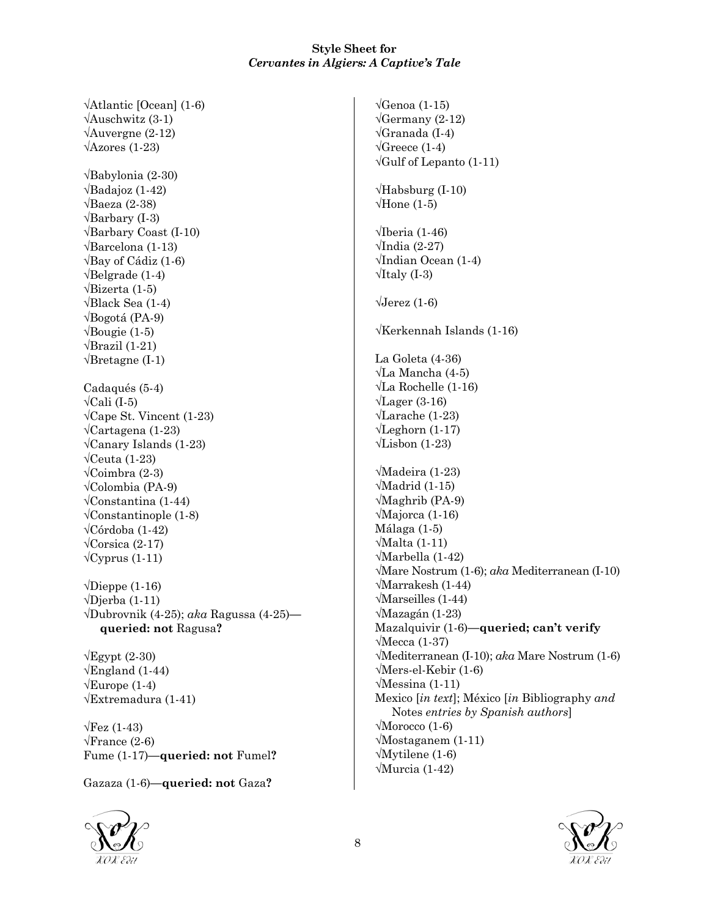**Style Sheet for**
***Cervantes in Algiers: A Captive's Tale***

√Atlantic [Ocean] (1-6)
√Auschwitz (3-1)
√Auvergne (2-12)
√Azores (1-23)

√Babylonia (2-30)
√Badajoz (1-42)
√Baeza (2-38)
√Barbary (I-3)
√Barbary Coast (I-10)
√Barcelona (1-13)
√Bay of Cádiz (1-6)
√Belgrade (1-4)
√Bizerta (1-5)
√Black Sea (1-4)
√Bogotá (PA-9)
√Bougie (1-5)
√Brazil (1-21)
√Bretagne (I-1)

Cadaqués (5-4)
√Cali (I-5)
√Cape St. Vincent (1-23)
√Cartagena (1-23)
√Canary Islands (1-23)
√Ceuta (1-23)
√Coimbra (2-3)
√Colombia (PA-9)
√Constantina (1-44)
√Constantinople (1-8)
√Córdoba (1-42)
√Corsica (2-17)
√Cyprus (1-11)

√Dieppe (1-16)
√Djerba (1-11)
√Dubrovnik (4-25); *aka* Ragussa (4-25)—**queried: not** Ragusa**?**

√Egypt (2-30)
√England (1-44)
√Europe (1-4)
√Extremadura (1-41)

√Fez (1-43)
√France (2-6)
Fume (1-17)—**queried: not** Fumel**?**

Gazaza (1-6)—**queried: not** Gaza**?**

√Genoa (1-15)
√Germany (2-12)
√Granada (I-4)
√Greece (1-4)
√Gulf of Lepanto (1-11)

√Habsburg (I-10)
√Hone (1-5)

√Iberia (1-46)
√India (2-27)
√Indian Ocean (1-4)
√Italy (I-3)

√Jerez (1-6)

√Kerkennah Islands (1-16)

La Goleta (4-36)
√La Mancha (4-5)
√La Rochelle (1-16)
√Lager (3-16)
√Larache (1-23)
√Leghorn (1-17)
√Lisbon (1-23)

√Madeira (1-23)
√Madrid (1-15)
√Maghrib (PA-9)
√Majorca (1-16)
Málaga (1-5)
√Malta (1-11)
√Marbella (1-42)
√Mare Nostrum (1-6); *aka* Mediterranean (I-10)
√Marrakesh (1-44)
√Marseilles (1-44)
√Mazagán (1-23)
Mazalquivir (1-6)—**queried; can't verify**
√Mecca (1-37)
√Mediterranean (I-10); *aka* Mare Nostrum (1-6)
√Mers-el-Kebir (1-6)
√Messina (1-11)
Mexico [*in text*]; México [*in* Bibliography *and* Notes *entries by Spanish authors*]
√Morocco (1-6)
√Mostaganem (1-11)
√Mytilene (1-6)
√Murcia (1-42)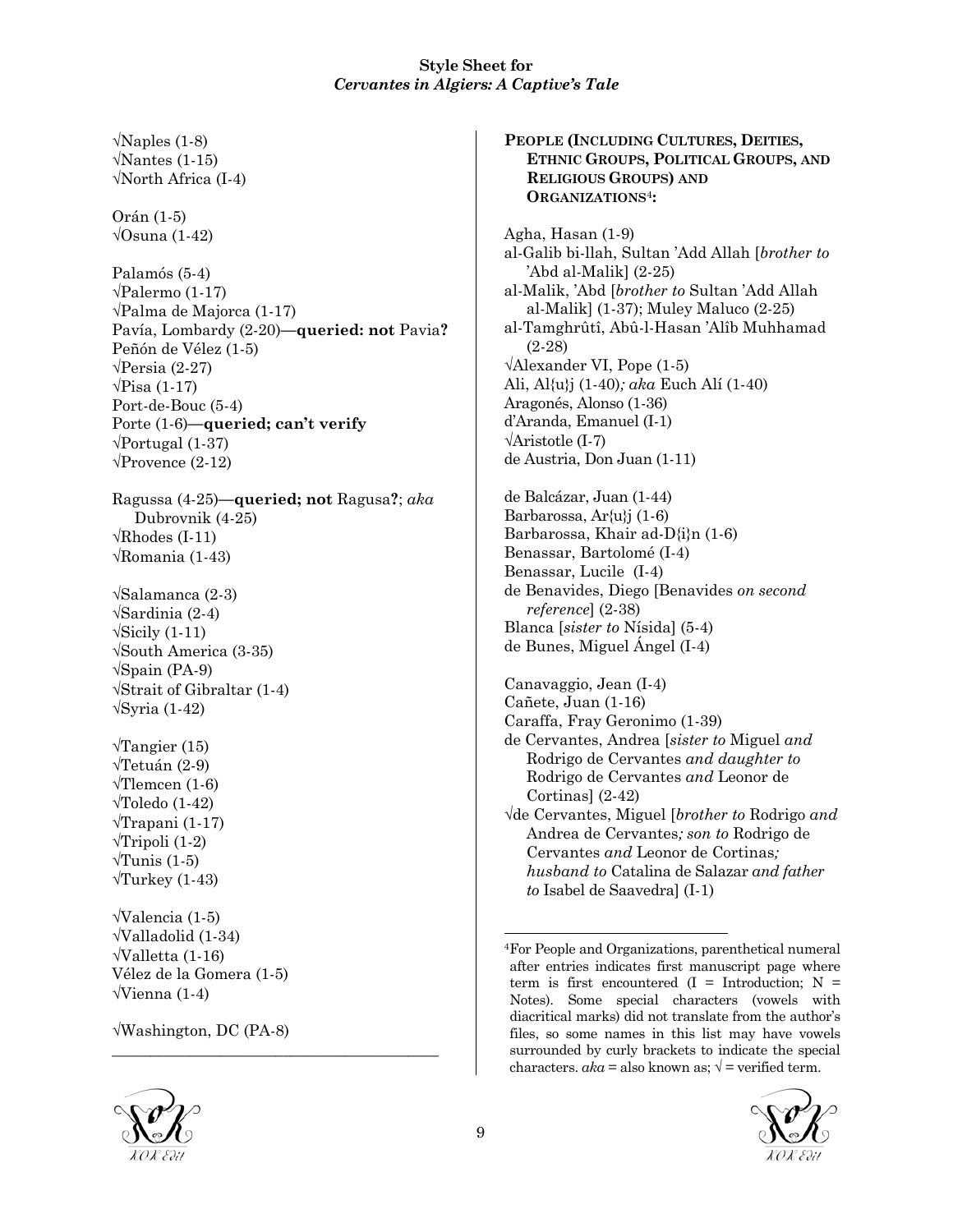√Naples (1-8)
√Nantes (1-15)
√North Africa (I-4)

Orán (1-5)
√Osuna (1-42)

Palamós (5-4)
√Palermo (1-17)
√Palma de Majorca (1-17)
Pavía, Lombardy (2-20)—**queried: not** Pavia**?**
Peñón de Vélez (1-5)
√Persia (2-27)
√Pisa (1-17)
Port-de-Bouc (5-4)
Porte (1-6)**—queried; can't verify**
√Portugal (1-37)
√Provence (2-12)

Ragussa (4-25)**—queried; not** Ragusa**?**; *aka* Dubrovnik (4-25)
√Rhodes (I-11)
√Romania (1-43)

√Salamanca (2-3)
√Sardinia (2-4)
√Sicily (1-11)
√South America (3-35)
√Spain (PA-9)
√Strait of Gibraltar (1-4)
√Syria (1-42)

√Tangier (15)
√Tetuán (2-9)
√Tlemcen (1-6)
√Toledo (1-42)
√Trapani (1-17)
√Tripoli (1-2)
√Tunis (1-5)
√Turkey (1-43)

√Valencia (1-5)
√Valladolid (1-34)
√Valletta (1-16)
Vélez de la Gomera (1-5)
√Vienna (1-4)

√Washington, DC (PA-8)

---

**PEOPLE (INCLUDING CULTURES, DEITIES, ETHNIC GROUPS, POLITICAL GROUPS, AND RELIGIOUS GROUPS) AND ORGANIZATIONS[4]:**

Agha, Hasan (1-9)
al-Galib bi-llah, Sultan 'Add Allah [*brother to* 'Abd al-Malik] (2-25)
al-Malik, 'Abd [*brother to* Sultan 'Add Allah al-Malik] (1-37); Muley Maluco (2-25)
al-Tamghrûtî, Abû-l-Hasan 'Alîb Muhhamad (2-28)
√Alexander VI, Pope (1-5)
Ali, Al{u}j (1-40)*; aka* Euch Alí (1-40)
Aragonés, Alonso (1-36)
d'Aranda, Emanuel (I-1)
√Aristotle (I-7)
de Austria, Don Juan (1-11)

de Balcázar, Juan (1-44)
Barbarossa, Ar{u}j (1-6)
Barbarossa, Khair ad-D{i}n (1-6)
Benassar, Bartolomé (I-4)
Benassar, Lucile (I-4)
de Benavides, Diego [Benavides *on second reference*] (2-38)
Blanca [*sister to* Nísida] (5-4)
de Bunes, Miguel Ángel (I-4)

Canavaggio, Jean (I-4)
Cañete, Juan (1-16)
Caraffa, Fray Geronimo (1-39)
de Cervantes, Andrea [*sister to* Miguel *and* Rodrigo de Cervantes *and daughter to* Rodrigo de Cervantes *and* Leonor de Cortinas] (2-42)
√de Cervantes, Miguel [*brother to* Rodrigo *and* Andrea de Cervantes*; son to* Rodrigo de Cervantes *and* Leonor de Cortinas*; husband to* Catalina de Salazar *and father to* Isabel de Saavedra] (I-1)

[4]For People and Organizations, parenthetical numeral after entries indicates first manuscript page where term is first encountered (I = Introduction; N = Notes). Some special characters (vowels with diacritical marks) did not translate from the author's files, so some names in this list may have vowels surrounded by curly brackets to indicate the special characters. *aka* = also known as; √ = verified term.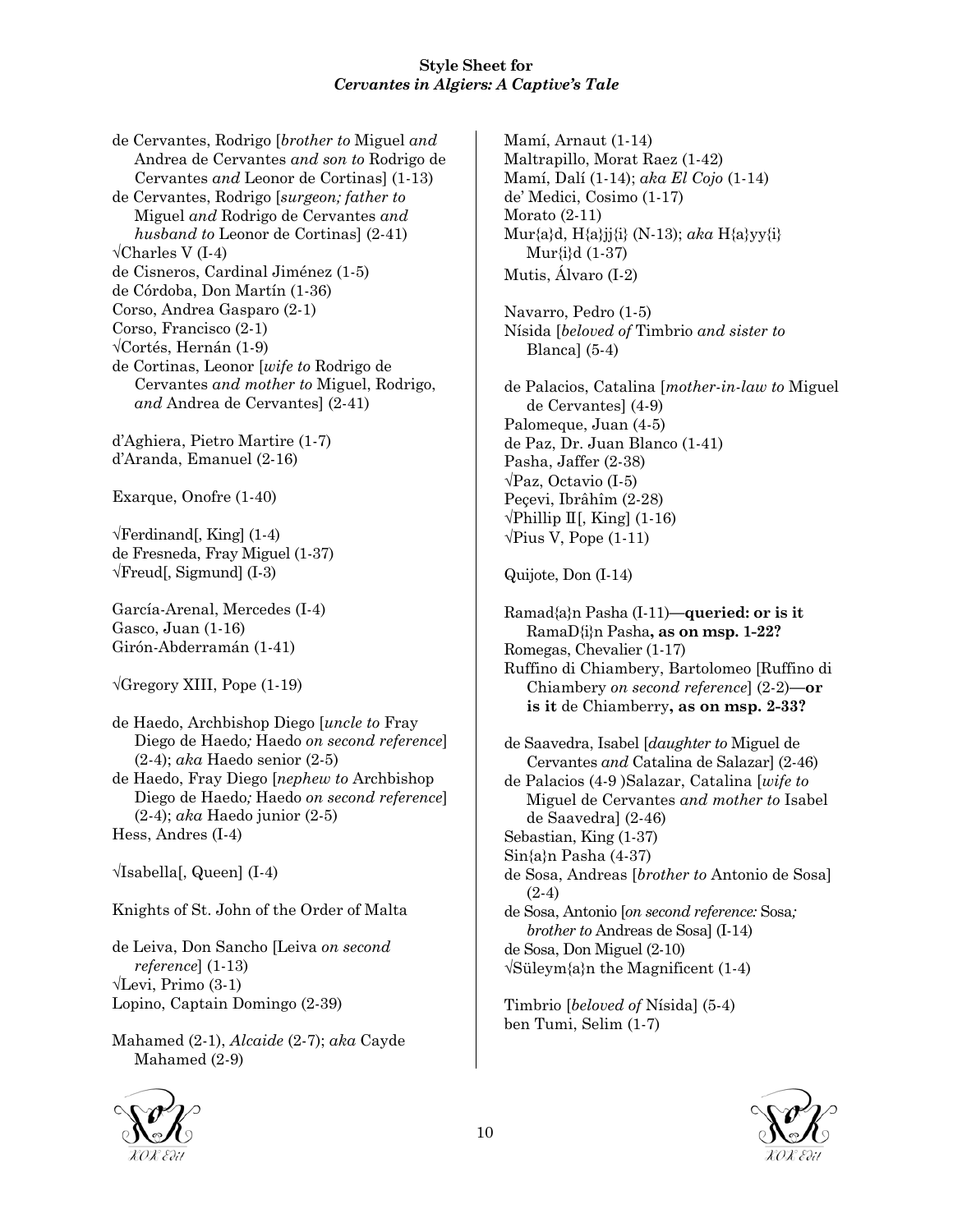de Cervantes, Rodrigo [*brother to* Miguel *and* Andrea de Cervantes *and son to* Rodrigo de Cervantes *and* Leonor de Cortinas] (1-13)
de Cervantes, Rodrigo [*surgeon; father to* Miguel *and* Rodrigo de Cervantes *and husband to* Leonor de Cortinas] (2-41)
√Charles V (I-4)
de Cisneros, Cardinal Jiménez (1-5)
de Córdoba, Don Martín (1-36)
Corso, Andrea Gasparo (2-1)
Corso, Francisco (2-1)
√Cortés, Hernán (1-9)
de Cortinas, Leonor [*wife to* Rodrigo de Cervantes *and mother to* Miguel, Rodrigo, *and* Andrea de Cervantes] (2-41)

d'Aghiera, Pietro Martire (1-7)
d'Aranda, Emanuel (2-16)

Exarque, Onofre (1-40)

√Ferdinand[, King] (1-4)
de Fresneda, Fray Miguel (1-37)
√Freud[, Sigmund] (I-3)

García-Arenal, Mercedes (I-4)
Gasco, Juan (1-16)
Girón-Abderramán (1-41)

√Gregory XIII, Pope (1-19)

de Haedo, Archbishop Diego [*uncle to* Fray Diego de Haedo*;* Haedo *on second reference*] (2-4); *aka* Haedo senior (2-5)
de Haedo, Fray Diego [*nephew to* Archbishop Diego de Haedo*;* Haedo *on second reference*] (2-4); *aka* Haedo junior (2-5)
Hess, Andres (I-4)

√Isabella[, Queen] (I-4)

Knights of St. John of the Order of Malta

de Leiva, Don Sancho [Leiva *on second reference*] (1-13)
√Levi, Primo (3-1)
Lopino, Captain Domingo (2-39)

Mahamed (2-1), *Alcaide* (2-7); *aka* Cayde Mahamed (2-9)

Mamí, Arnaut (1-14)
Maltrapillo, Morat Raez (1-42)
Mamí, Dalí (1-14); *aka El Cojo* (1-14)
de' Medici, Cosimo (1-17)
Morato (2-11)
Mur{a}d, H{a}jj{i} (N-13); *aka* H{a}yy{i} Mur{i}d (1-37)
Mutis, Álvaro (I-2)

Navarro, Pedro (1-5)
Nísida [*beloved of* Timbrio *and sister to* Blanca] (5-4)

de Palacios, Catalina [*mother-in-law to* Miguel de Cervantes] (4-9)
Palomeque, Juan (4-5)
de Paz, Dr. Juan Blanco (1-41)
Pasha, Jaffer (2-38)
√Paz, Octavio (I-5)
Peçevi, Ibrâhîm (2-28)
√Phillip II[, King] (1-16)
√Pius V, Pope (1-11)

Quijote, Don (I-14)

Ramad{a}n Pasha (I-11)**—queried: or is it** RamaD{i}n Pasha**, as on msp. 1-22?**
Romegas, Chevalier (1-17)
Ruffino di Chiambery, Bartolomeo [Ruffino di Chiambery *on second reference*] (2-2)**—or is it** de Chiamberry**, as on msp. 2-33?**

de Saavedra, Isabel [*daughter to* Miguel de Cervantes *and* Catalina de Salazar] (2-46)
de Palacios (4-9 )Salazar, Catalina [*wife to* Miguel de Cervantes *and mother to* Isabel de Saavedra] (2-46)
Sebastian, King (1-37)
Sin{a}n Pasha (4-37)
de Sosa, Andreas [*brother to* Antonio de Sosa] (2-4)
de Sosa, Antonio [*on second reference:* Sosa*; brother to* Andreas de Sosa] (I-14)
de Sosa, Don Miguel (2-10)
√Süleym{a}n the Magnificent (1-4)

Timbrio [*beloved of* Nísida] (5-4)
ben Tumi, Selim (1-7)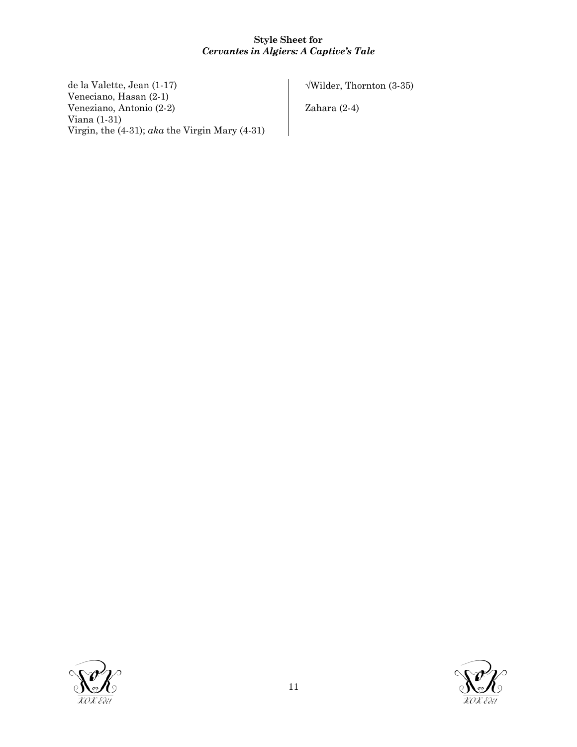de la Valette, Jean (1-17)
Veneciano, Hasan (2-1)
Veneziano, Antonio (2-2)
Viana (1-31)
Virgin, the (4-31); *aka* the Virgin Mary (4-31)

√Wilder, Thornton (3-35)

Zahara (2-4)